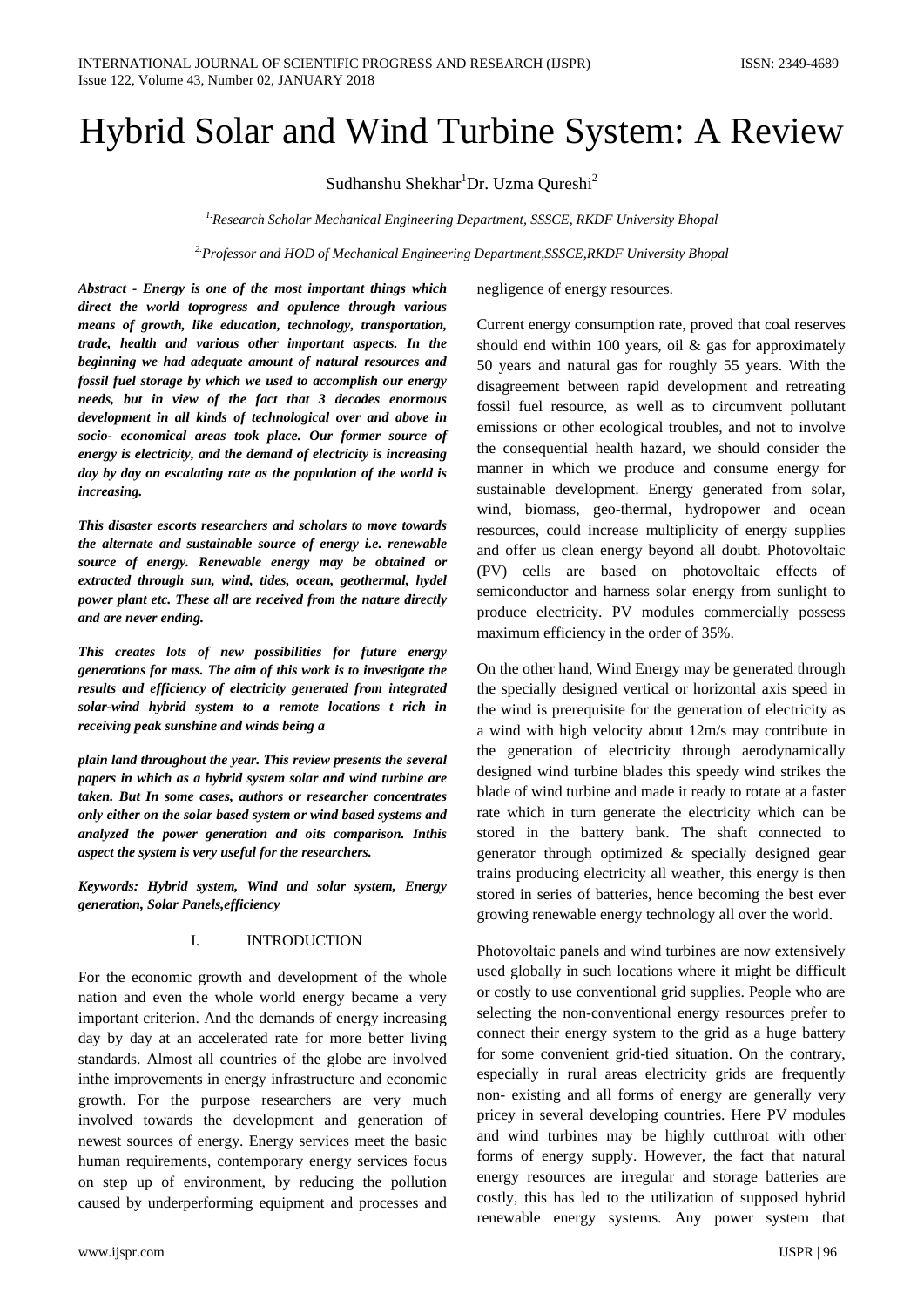# Hybrid Solar and Wind Turbine System: A Review

Sudhanshu Shekhar[1] Dr. Uzma Qureshi[2]

[1] Research Scholar Mechanical Engineering Department, SSSCE, RKDF University Bhopal

[2] Professor and HOD of Mechanical Engineering Department,SSSCE,RKDF University Bhopal

***Abstract - Energy is one of the most important things which direct the world toprogress and opulence through various means of growth, like education, technology, transportation, trade, health and various other important aspects. In the beginning we had adequate amount of natural resources and fossil fuel storage by which we used to accomplish our energy needs, but in view of the fact that 3 decades enormous development in all kinds of technological over and above in socio- economical areas took place. Our former source of energy is electricity, and the demand of electricity is increasing day by day on escalating rate as the population of the world is increasing.***

***This disaster escorts researchers and scholars to move towards the alternate and sustainable source of energy i.e. renewable source of energy. Renewable energy may be obtained or extracted through sun, wind, tides, ocean, geothermal, hydel power plant etc. These all are received from the nature directly and are never ending.***

***This creates lots of new possibilities for future energy generations for mass. The aim of this work is to investigate the results and efficiency of electricity generated from integrated solar-wind hybrid system to a remote locations t rich in receiving peak sunshine and winds being a***

***plain land throughout the year. This review presents the several papers in which as a hybrid system solar and wind turbine are taken. But In some cases, authors or researcher concentrates only either on the solar based system or wind based systems and analyzed the power generation and oits comparison. Inthis aspect the system is very useful for the researchers.***

***Keywords: Hybrid system, Wind and solar system, Energy generation, Solar Panels,efficiency***

## I. INTRODUCTION

For the economic growth and development of the whole nation and even the whole world energy became a very important criterion. And the demands of energy increasing day by day at an accelerated rate for more better living standards. Almost all countries of the globe are involved inthe improvements in energy infrastructure and economic growth. For the purpose researchers are very much involved towards the development and generation of newest sources of energy. Energy services meet the basic human requirements, contemporary energy services focus on step up of environment, by reducing the pollution caused by underperforming equipment and processes and negligence of energy resources.

Current energy consumption rate, proved that coal reserves should end within 100 years, oil & gas for approximately 50 years and natural gas for roughly 55 years. With the disagreement between rapid development and retreating fossil fuel resource, as well as to circumvent pollutant emissions or other ecological troubles, and not to involve the consequential health hazard, we should consider the manner in which we produce and consume energy for sustainable development. Energy generated from solar, wind, biomass, geo-thermal, hydropower and ocean resources, could increase multiplicity of energy supplies and offer us clean energy beyond all doubt. Photovoltaic (PV) cells are based on photovoltaic effects of semiconductor and harness solar energy from sunlight to produce electricity. PV modules commercially possess maximum efficiency in the order of 35%.

On the other hand, Wind Energy may be generated through the specially designed vertical or horizontal axis speed in the wind is prerequisite for the generation of electricity as a wind with high velocity about 12m/s may contribute in the generation of electricity through aerodynamically designed wind turbine blades this speedy wind strikes the blade of wind turbine and made it ready to rotate at a faster rate which in turn generate the electricity which can be stored in the battery bank. The shaft connected to generator through optimized & specially designed gear trains producing electricity all weather, this energy is then stored in series of batteries, hence becoming the best ever growing renewable energy technology all over the world.

Photovoltaic panels and wind turbines are now extensively used globally in such locations where it might be difficult or costly to use conventional grid supplies. People who are selecting the non-conventional energy resources prefer to connect their energy system to the grid as a huge battery for some convenient grid-tied situation. On the contrary, especially in rural areas electricity grids are frequently non- existing and all forms of energy are generally very pricey in several developing countries. Here PV modules and wind turbines may be highly cutthroat with other forms of energy supply. However, the fact that natural energy resources are irregular and storage batteries are costly, this has led to the utilization of supposed hybrid renewable energy systems. Any power system that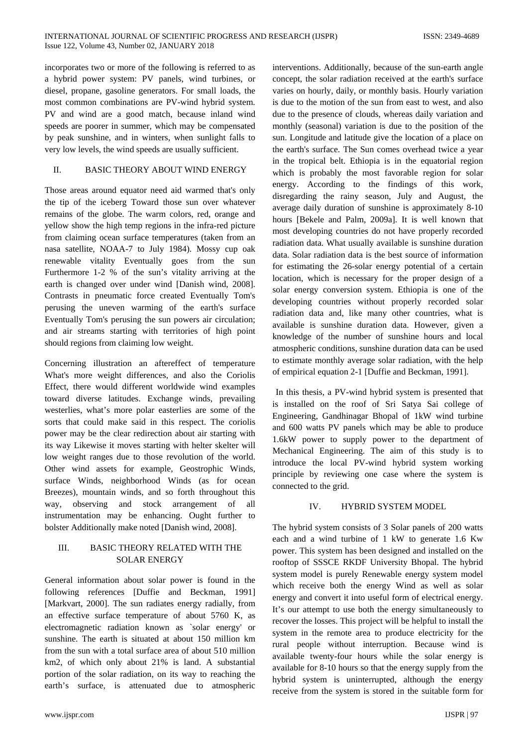incorporates two or more of the following is referred to as a hybrid power system: PV panels, wind turbines, or diesel, propane, gasoline generators. For small loads, the most common combinations are PV-wind hybrid system. PV and wind are a good match, because inland wind speeds are poorer in summer, which may be compensated by peak sunshine, and in winters, when sunlight falls to very low levels, the wind speeds are usually sufficient.

## II. BASIC THEORY ABOUT WIND ENERGY

Those areas around equator need aid warmed that's only the tip of the iceberg Toward those sun over whatever remains of the globe. The warm colors, red, orange and yellow show the high temp regions in the infra-red picture from claiming ocean surface temperatures (taken from an nasa satellite, NOAA-7 to July 1984). Mossy cup oak renewable vitality Eventually goes from the sun Furthermore 1-2 % of the sun's vitality arriving at the earth is changed over under wind [Danish wind, 2008]. Contrasts in pneumatic force created Eventually Tom's perusing the uneven warming of the earth's surface Eventually Tom's perusing the sun powers air circulation; and air streams starting with territories of high point should regions from claiming low weight.

Concerning illustration an aftereffect of temperature What's more weight differences, and also the Coriolis Effect, there would different worldwide wind examples toward diverse latitudes. Exchange winds, prevailing westerlies, what's more polar easterlies are some of the sorts that could make said in this respect. The coriolis power may be the clear redirection about air starting with its way Likewise it moves starting with helter skelter will low weight ranges due to those revolution of the world. Other wind assets for example, Geostrophic Winds, surface Winds, neighborhood Winds (as for ocean Breezes), mountain winds, and so forth throughout this way, observing and stock arrangement of all instrumentation may be enhancing. Ought further to bolster Additionally make noted [Danish wind, 2008].

## III. BASIC THEORY RELATED WITH THE SOLAR ENERGY

General information about solar power is found in the following references [Duffie and Beckman, 1991] [Markvart, 2000]. The sun radiates energy radially, from an effective surface temperature of about 5760 K, as electromagnetic radiation known as `solar energy' or sunshine. The earth is situated at about 150 million km from the sun with a total surface area of about 510 million km2, of which only about 21% is land. A substantial portion of the solar radiation, on its way to reaching the earth's surface, is attenuated due to atmospheric interventions. Additionally, because of the sun-earth angle concept, the solar radiation received at the earth's surface varies on hourly, daily, or monthly basis. Hourly variation is due to the motion of the sun from east to west, and also due to the presence of clouds, whereas daily variation and monthly (seasonal) variation is due to the position of the sun. Longitude and latitude give the location of a place on the earth's surface. The Sun comes overhead twice a year in the tropical belt. Ethiopia is in the equatorial region which is probably the most favorable region for solar energy. According to the findings of this work, disregarding the rainy season, July and August, the average daily duration of sunshine is approximately 8-10 hours [Bekele and Palm, 2009a]. It is well known that most developing countries do not have properly recorded radiation data. What usually available is sunshine duration data. Solar radiation data is the best source of information for estimating the 26-solar energy potential of a certain location, which is necessary for the proper design of a solar energy conversion system. Ethiopia is one of the developing countries without properly recorded solar radiation data and, like many other countries, what is available is sunshine duration data. However, given a knowledge of the number of sunshine hours and local atmospheric conditions, sunshine duration data can be used to estimate monthly average solar radiation, with the help of empirical equation 2-1 [Duffie and Beckman, 1991].

In this thesis, a PV-wind hybrid system is presented that is installed on the roof of Sri Satya Sai college of Engineering, Gandhinagar Bhopal of 1kW wind turbine and 600 watts PV panels which may be able to produce 1.6kW power to supply power to the department of Mechanical Engineering. The aim of this study is to introduce the local PV-wind hybrid system working principle by reviewing one case where the system is connected to the grid.

## IV. HYBRID SYSTEM MODEL

The hybrid system consists of 3 Solar panels of 200 watts each and a wind turbine of 1 kW to generate 1.6 Kw power. This system has been designed and installed on the rooftop of SSSCE RKDF University Bhopal. The hybrid system model is purely Renewable energy system model which receive both the energy Wind as well as solar energy and convert it into useful form of electrical energy. It's our attempt to use both the energy simultaneously to recover the losses. This project will be helpful to install the system in the remote area to produce electricity for the rural people without interruption. Because wind is available twenty-four hours while the solar energy is available for 8-10 hours so that the energy supply from the hybrid system is uninterrupted, although the energy receive from the system is stored in the suitable form for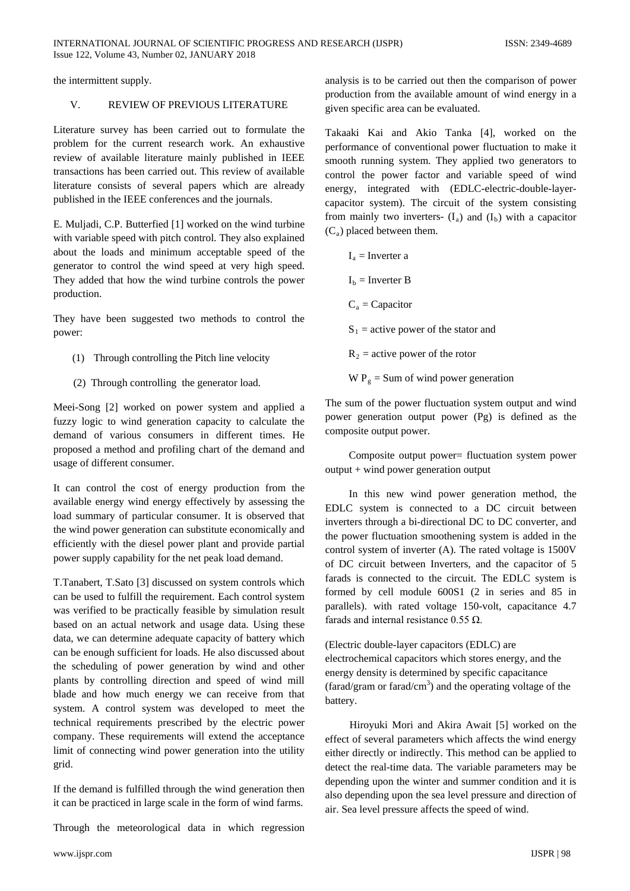the intermittent supply.

## V. REVIEW OF PREVIOUS LITERATURE

Literature survey has been carried out to formulate the problem for the current research work. An exhaustive review of available literature mainly published in IEEE transactions has been carried out. This review of available literature consists of several papers which are already published in the IEEE conferences and the journals.

E. Muljadi, C.P. Butterfied [1] worked on the wind turbine with variable speed with pitch control. They also explained about the loads and minimum acceptable speed of the generator to control the wind speed at very high speed. They added that how the wind turbine controls the power production.

They have been suggested two methods to control the power:

(1) Through controlling the Pitch line velocity

(2) Through controlling the generator load.

Meei-Song [2] worked on power system and applied a fuzzy logic to wind generation capacity to calculate the demand of various consumers in different times. He proposed a method and profiling chart of the demand and usage of different consumer.

It can control the cost of energy production from the available energy wind energy effectively by assessing the load summary of particular consumer. It is observed that the wind power generation can substitute economically and efficiently with the diesel power plant and provide partial power supply capability for the net peak load demand.

T.Tanabert, T.Sato [3] discussed on system controls which can be used to fulfill the requirement. Each control system was verified to be practically feasible by simulation result based on an actual network and usage data. Using these data, we can determine adequate capacity of battery which can be enough sufficient for loads. He also discussed about the scheduling of power generation by wind and other plants by controlling direction and speed of wind mill blade and how much energy we can receive from that system. A control system was developed to meet the technical requirements prescribed by the electric power company. These requirements will extend the acceptance limit of connecting wind power generation into the utility grid.

If the demand is fulfilled through the wind generation then it can be practiced in large scale in the form of wind farms.

Through the meteorological data in which regression analysis is to be carried out then the comparison of power production from the available amount of wind energy in a given specific area can be evaluated.

Takaaki Kai and Akio Tanka [4], worked on the performance of conventional power fluctuation to make it smooth running system. They applied two generators to control the power factor and variable speed of wind energy, integrated with (EDLC-electric-double-layer-capacitor system). The circuit of the system consisting from mainly two inverters- ($I_a$) and ($I_b$) with a capacitor ($C_a$) placed between them.

$I_a$ = Inverter a

$I_b$ = Inverter B

$C_a$ = Capacitor

$S_1$ = active power of the stator and

$R_2$ = active power of the rotor

W $P_g$ = Sum of wind power generation

The sum of the power fluctuation system output and wind power generation output power (Pg) is defined as the composite output power.

Composite output power= fluctuation system power output + wind power generation output

In this new wind power generation method, the EDLC system is connected to a DC circuit between inverters through a bi-directional DC to DC converter, and the power fluctuation smoothening system is added in the control system of inverter (A). The rated voltage is 1500V of DC circuit between Inverters, and the capacitor of 5 farads is connected to the circuit. The EDLC system is formed by cell module 600S1 (2 in series and 85 in parallels). with rated voltage 150-volt, capacitance 4.7 farads and internal resistance 0.55 Ω.

(Electric double-layer capacitors (EDLC) are electrochemical capacitors which stores energy, and the energy density is determined by specific capacitance (farad/gram or farad/$cm^3$) and the operating voltage of the battery.

Hiroyuki Mori and Akira Await [5] worked on the effect of several parameters which affects the wind energy either directly or indirectly. This method can be applied to detect the real-time data. The variable parameters may be depending upon the winter and summer condition and it is also depending upon the sea level pressure and direction of air. Sea level pressure affects the speed of wind.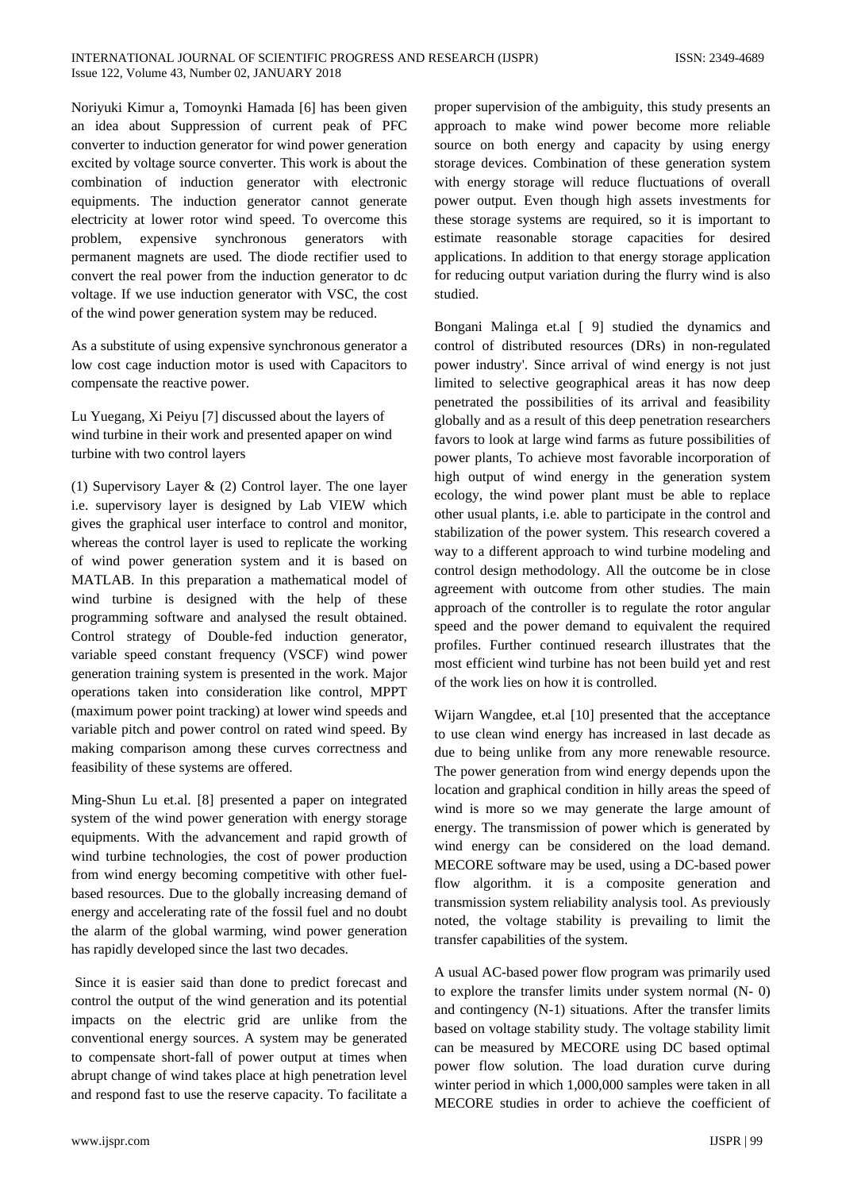Noriyuki Kimur a, Tomoynki Hamada [6] has been given an idea about Suppression of current peak of PFC converter to induction generator for wind power generation excited by voltage source converter. This work is about the combination of induction generator with electronic equipments. The induction generator cannot generate electricity at lower rotor wind speed. To overcome this problem, expensive synchronous generators with permanent magnets are used. The diode rectifier used to convert the real power from the induction generator to dc voltage. If we use induction generator with VSC, the cost of the wind power generation system may be reduced.

As a substitute of using expensive synchronous generator a low cost cage induction motor is used with Capacitors to compensate the reactive power.

Lu Yuegang, Xi Peiyu [7] discussed about the layers of wind turbine in their work and presented apaper on wind turbine with two control layers

(1) Supervisory Layer & (2) Control layer. The one layer i.e. supervisory layer is designed by Lab VIEW which gives the graphical user interface to control and monitor, whereas the control layer is used to replicate the working of wind power generation system and it is based on MATLAB. In this preparation a mathematical model of wind turbine is designed with the help of these programming software and analysed the result obtained. Control strategy of Double-fed induction generator, variable speed constant frequency (VSCF) wind power generation training system is presented in the work. Major operations taken into consideration like control, MPPT (maximum power point tracking) at lower wind speeds and variable pitch and power control on rated wind speed. By making comparison among these curves correctness and feasibility of these systems are offered.

Ming-Shun Lu et.al. [8] presented a paper on integrated system of the wind power generation with energy storage equipments. With the advancement and rapid growth of wind turbine technologies, the cost of power production from wind energy becoming competitive with other fuel-based resources. Due to the globally increasing demand of energy and accelerating rate of the fossil fuel and no doubt the alarm of the global warming, wind power generation has rapidly developed since the last two decades.

Since it is easier said than done to predict forecast and control the output of the wind generation and its potential impacts on the electric grid are unlike from the conventional energy sources. A system may be generated to compensate short-fall of power output at times when abrupt change of wind takes place at high penetration level and respond fast to use the reserve capacity. To facilitate a proper supervision of the ambiguity, this study presents an approach to make wind power become more reliable source on both energy and capacity by using energy storage devices. Combination of these generation system with energy storage will reduce fluctuations of overall power output. Even though high assets investments for these storage systems are required, so it is important to estimate reasonable storage capacities for desired applications. In addition to that energy storage application for reducing output variation during the flurry wind is also studied.

Bongani Malinga et.al [ 9] studied the dynamics and control of distributed resources (DRs) in non-regulated power industry'. Since arrival of wind energy is not just limited to selective geographical areas it has now deep penetrated the possibilities of its arrival and feasibility globally and as a result of this deep penetration researchers favors to look at large wind farms as future possibilities of power plants, To achieve most favorable incorporation of high output of wind energy in the generation system ecology, the wind power plant must be able to replace other usual plants, i.e. able to participate in the control and stabilization of the power system. This research covered a way to a different approach to wind turbine modeling and control design methodology. All the outcome be in close agreement with outcome from other studies. The main approach of the controller is to regulate the rotor angular speed and the power demand to equivalent the required profiles. Further continued research illustrates that the most efficient wind turbine has not been build yet and rest of the work lies on how it is controlled.

Wijarn Wangdee, et.al [10] presented that the acceptance to use clean wind energy has increased in last decade as due to being unlike from any more renewable resource. The power generation from wind energy depends upon the location and graphical condition in hilly areas the speed of wind is more so we may generate the large amount of energy. The transmission of power which is generated by wind energy can be considered on the load demand. MECORE software may be used, using a DC-based power flow algorithm. it is a composite generation and transmission system reliability analysis tool. As previously noted, the voltage stability is prevailing to limit the transfer capabilities of the system.

A usual AC-based power flow program was primarily used to explore the transfer limits under system normal (N- 0) and contingency (N-1) situations. After the transfer limits based on voltage stability study. The voltage stability limit can be measured by MECORE using DC based optimal power flow solution. The load duration curve during winter period in which 1,000,000 samples were taken in all MECORE studies in order to achieve the coefficient of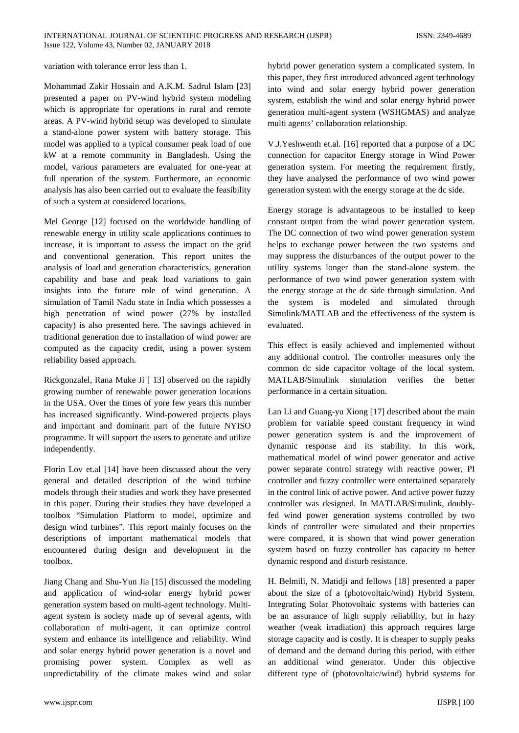variation with tolerance error less than 1.

Mohammad Zakir Hossain and A.K.M. Sadrul Islam [23] presented a paper on PV-wind hybrid system modeling which is appropriate for operations in rural and remote areas. A PV-wind hybrid setup was developed to simulate a stand-alone power system with battery storage. This model was applied to a typical consumer peak load of one kW at a remote community in Bangladesh. Using the model, various parameters are evaluated for one-year at full operation of the system. Furthermore, an economic analysis has also been carried out to evaluate the feasibility of such a system at considered locations.

Mel George [12] focused on the worldwide handling of renewable energy in utility scale applications continues to increase, it is important to assess the impact on the grid and conventional generation. This report unites the analysis of load and generation characteristics, generation capability and base and peak load variations to gain insights into the future role of wind generation. A simulation of Tamil Nadu state in India which possesses a high penetration of wind power (27% by installed capacity) is also presented here. The savings achieved in traditional generation due to installation of wind power are computed as the capacity credit, using a power system reliability based approach.

Rickgonzalel, Rana Muke Ji [ 13] observed on the rapidly growing number of renewable power generation locations in the USA. Over the times of yore few years this number has increased significantly. Wind-powered projects plays and important and dominant part of the future NYISO programme. It will support the users to generate and utilize independently.

Florin Lov et.al [14] have been discussed about the very general and detailed description of the wind turbine models through their studies and work they have presented in this paper. During their studies they have developed a toolbox "Simulation Platform to model, optimize and design wind turbines". This report mainly focuses on the descriptions of important mathematical models that encountered during design and development in the toolbox.

Jiang Chang and Shu-Yun Jia [15] discussed the modeling and application of wind-solar energy hybrid power generation system based on multi-agent technology. Multi-agent system is society made up of several agents, with collaboration of multi-agent, it can optimize control system and enhance its intelligence and reliability. Wind and solar energy hybrid power generation is a novel and promising power system. Complex as well as unpredictability of the climate makes wind and solar hybrid power generation system a complicated system. In this paper, they first introduced advanced agent technology into wind and solar energy hybrid power generation system, establish the wind and solar energy hybrid power generation multi-agent system (WSHGMAS) and analyze multi agents' collaboration relationship.

V.J.Yeshwenth et.al. [16] reported that a purpose of a DC connection for capacitor Energy storage in Wind Power generation system. For meeting the requirement firstly, they have analysed the performance of two wind power generation system with the energy storage at the dc side.

Energy storage is advantageous to be installed to keep constant output from the wind power generation system. The DC connection of two wind power generation system helps to exchange power between the two systems and may suppress the disturbances of the output power to the utility systems longer than the stand-alone system. the performance of two wind power generation system with the energy storage at the dc side through simulation. And the system is modeled and simulated through Simulink/MATLAB and the effectiveness of the system is evaluated.

This effect is easily achieved and implemented without any additional control. The controller measures only the common dc side capacitor voltage of the local system. MATLAB/Simulink simulation verifies the better performance in a certain situation.

Lan Li and Guang-yu Xiong [17] described about the main problem for variable speed constant frequency in wind power generation system is and the improvement of dynamic response and its stability. In this work, mathematical model of wind power generator and active power separate control strategy with reactive power, PI controller and fuzzy controller were entertained separately in the control link of active power. And active power fuzzy controller was designed. In MATLAB/Simulink, doubly-fed wind power generation systems controlled by two kinds of controller were simulated and their properties were compared, it is shown that wind power generation system based on fuzzy controller has capacity to better dynamic respond and disturb resistance.

H. Belmili, N. Matidji and fellows [18] presented a paper about the size of a (photovoltaic/wind) Hybrid System. Integrating Solar Photovoltaic systems with batteries can be an assurance of high supply reliability, but in hazy weather (weak irradiation) this approach requires large storage capacity and is costly. It is cheaper to supply peaks of demand and the demand during this period, with either an additional wind generator. Under this objective different type of (photovoltaic/wind) hybrid systems for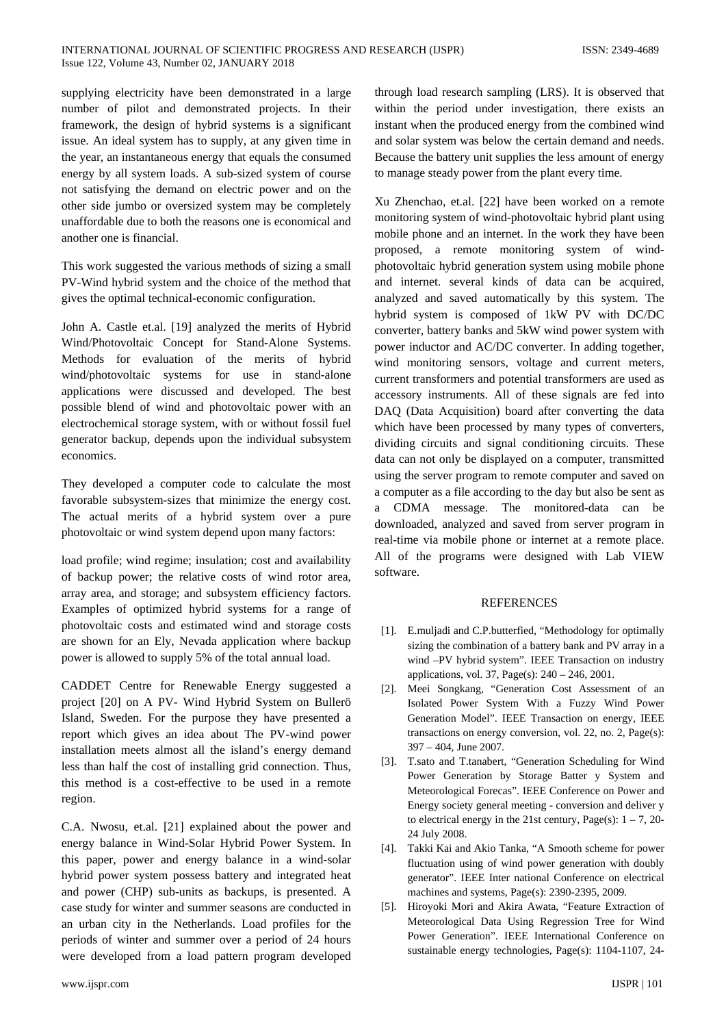supplying electricity have been demonstrated in a large number of pilot and demonstrated projects. In their framework, the design of hybrid systems is a significant issue. An ideal system has to supply, at any given time in the year, an instantaneous energy that equals the consumed energy by all system loads. A sub-sized system of course not satisfying the demand on electric power and on the other side jumbo or oversized system may be completely unaffordable due to both the reasons one is economical and another one is financial.

This work suggested the various methods of sizing a small PV-Wind hybrid system and the choice of the method that gives the optimal technical-economic configuration.

John A. Castle et.al. [19] analyzed the merits of Hybrid Wind/Photovoltaic Concept for Stand-Alone Systems. Methods for evaluation of the merits of hybrid wind/photovoltaic systems for use in stand-alone applications were discussed and developed. The best possible blend of wind and photovoltaic power with an electrochemical storage system, with or without fossil fuel generator backup, depends upon the individual subsystem economics.

They developed a computer code to calculate the most favorable subsystem-sizes that minimize the energy cost. The actual merits of a hybrid system over a pure photovoltaic or wind system depend upon many factors:

load profile; wind regime; insulation; cost and availability of backup power; the relative costs of wind rotor area, array area, and storage; and subsystem efficiency factors. Examples of optimized hybrid systems for a range of photovoltaic costs and estimated wind and storage costs are shown for an Ely, Nevada application where backup power is allowed to supply 5% of the total annual load.

CADDET Centre for Renewable Energy suggested a project [20] on A PV- Wind Hybrid System on Bullerö Island, Sweden. For the purpose they have presented a report which gives an idea about The PV-wind power installation meets almost all the island's energy demand less than half the cost of installing grid connection. Thus, this method is a cost-effective to be used in a remote region.

C.A. Nwosu, et.al. [21] explained about the power and energy balance in Wind-Solar Hybrid Power System. In this paper, power and energy balance in a wind-solar hybrid power system possess battery and integrated heat and power (CHP) sub-units as backups, is presented. A case study for winter and summer seasons are conducted in an urban city in the Netherlands. Load profiles for the periods of winter and summer over a period of 24 hours were developed from a load pattern program developed through load research sampling (LRS). It is observed that within the period under investigation, there exists an instant when the produced energy from the combined wind and solar system was below the certain demand and needs. Because the battery unit supplies the less amount of energy to manage steady power from the plant every time.

Xu Zhenchao, et.al. [22] have been worked on a remote monitoring system of wind-photovoltaic hybrid plant using mobile phone and an internet. In the work they have been proposed, a remote monitoring system of wind-photovoltaic hybrid generation system using mobile phone and internet. several kinds of data can be acquired, analyzed and saved automatically by this system. The hybrid system is composed of 1kW PV with DC/DC converter, battery banks and 5kW wind power system with power inductor and AC/DC converter. In adding together, wind monitoring sensors, voltage and current meters, current transformers and potential transformers are used as accessory instruments. All of these signals are fed into DAQ (Data Acquisition) board after converting the data which have been processed by many types of converters, dividing circuits and signal conditioning circuits. These data can not only be displayed on a computer, transmitted using the server program to remote computer and saved on a computer as a file according to the day but also be sent as a CDMA message. The monitored-data can be downloaded, analyzed and saved from server program in real-time via mobile phone or internet at a remote place. All of the programs were designed with Lab VIEW software.

## REFERENCES

[1]. E.muljadi and C.P.butterfied, "Methodology for optimally sizing the combination of a battery bank and PV array in a wind –PV hybrid system". IEEE Transaction on industry applications, vol. 37, Page(s): 240 – 246, 2001.

[2]. Meei Songkang, "Generation Cost Assessment of an Isolated Power System With a Fuzzy Wind Power Generation Model". IEEE Transaction on energy, IEEE transactions on energy conversion, vol. 22, no. 2, Page(s): 397 – 404, June 2007.

[3]. T.sato and T.tanabert, "Generation Scheduling for Wind Power Generation by Storage Batter y System and Meteorological Forecas". IEEE Conference on Power and Energy society general meeting - conversion and deliver y to electrical energy in the 21st century, Page(s): 1 – 7, 20-24 July 2008.

[4]. Takki Kai and Akio Tanka, "A Smooth scheme for power fluctuation using of wind power generation with doubly generator". IEEE Inter national Conference on electrical machines and systems, Page(s): 2390-2395, 2009.

[5]. Hiroyoki Mori and Akira Awata, "Feature Extraction of Meteorological Data Using Regression Tree for Wind Power Generation". IEEE International Conference on sustainable energy technologies, Page(s): 1104-1107, 24-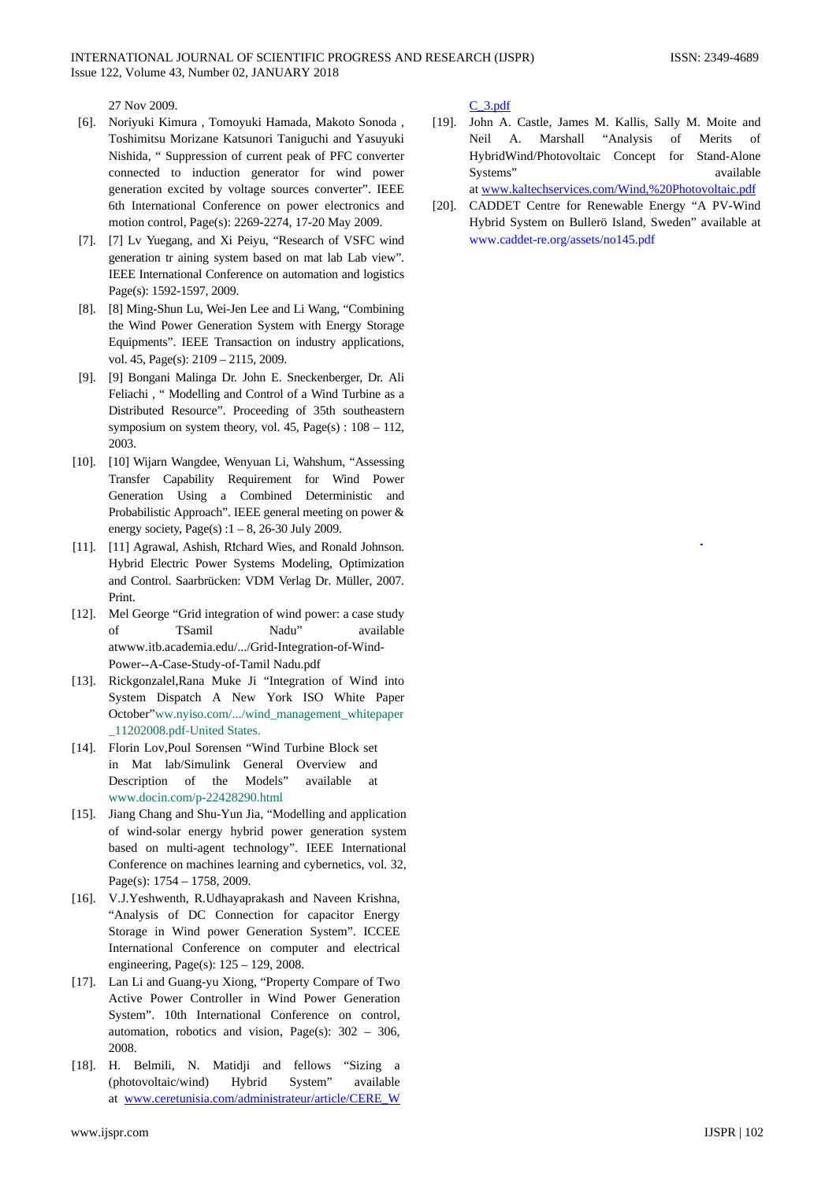27 Nov 2009.

[6]. Noriyuki Kimura , Tomoyuki Hamada, Makoto Sonoda , Toshimitsu Morizane Katsunori Taniguchi and Yasuyuki Nishida, " Suppression of current peak of PFC converter connected to induction generator for wind power generation excited by voltage sources converter". IEEE 6th International Conference on power electronics and motion control, Page(s): 2269-2274, 17-20 May 2009.

[7]. [7] Lv Yuegang, and Xi Peiyu, "Research of VSFC wind generation tr aining system based on mat lab Lab view". IEEE International Conference on automation and logistics Page(s): 1592-1597, 2009.

[8]. [8] Ming-Shun Lu, Wei-Jee Lee and Li Wang, "Combining the Wind Power Generation System with Energy Storage Equipments". IEEE Transaction on industry applications, vol. 45, Page(s): 2109 – 2115, 2009.

[9]. [9] Bongani Malinga Dr. John E. Sneckenberger, Dr. Ali Feliachi , " Modelling and Control of a Wind Turbine as a Distributed Resource". Proceeding of 35th southeastern symposium on system theory, vol. 45, Page(s) : 108 – 112, 2003.

[10]. [10] Wijarn Wangdee, Wenyuan Li, Wahshum, "Assessing Transfer Capability Requirement for Wind Power Generation Using a Combined Deterministic and Probabilistic Approach". IEEE general meeting on power & energy society, Page(s) :1 – 8, 26-30 July 2009.

[11]. [11] Agrawal, Ashish, Richard Wies, and Ronald Johnson. Hybrid Electric Power Systems Modeling, Optimization and Control. Saarbrücken: VDM Verlag Dr. Müller, 2007. Print.

[12]. Mel George "Grid integration of wind power: a case study of TSamil Nadu" available atwww.itb.academia.edu/.../Grid-Integration-of-Wind-Power--A-Case-Study-of-Tamil Nadu.pdf

[13]. Rickgonzalel,Rana Muke Ji "Integration of Wind into System Dispatch A New York ISO White Paper October"ww.nyiso.com/.../wind_management_whitepaper_11202008.pdf-United States.

[14]. Florin Lov,Poul Sorensen "Wind Turbine Block set in Mat lab/Simulink General Overview and Description of the Models" available at www.docin.com/p-22428290.html

[15]. Jiang Chang and Shu-Yun Jia, "Modelling and application of wind-solar energy hybrid power generation system based on multi-agent technology". IEEE International Conference on machines learning and cybernetics, vol. 32, Page(s): 1754 – 1758, 2009.

[16]. V.J.Yeshwenth, R.Udhayaprakash and Naveen Krishna, "Analysis of DC Connection for capacitor Energy Storage in Wind power Generation System". ICCEE International Conference on computer and electrical engineering, Page(s): 125 – 129, 2008.

[17]. Lan Li and Guang-yu Xiong, "Property Compare of Two Active Power Controller in Wind Power Generation System". 10th International Conference on control, automation, robotics and vision, Page(s): 302 – 306, 2008.

[18]. H. Belmili, N. Matidji and fellows "Sizing a (photovoltaic/wind) Hybrid System" available at www.ceretunisia.com/administrateur/article/CERE_WC_3.pdf

[19]. John A. Castle, James M. Kallis, Sally M. Moite and Neil A. Marshall "Analysis of Merits of HybridWind/Photovoltaic Concept for Stand-Alone Systems" available at www.kaltechservices.com/Wind,%20Photovoltaic.pdf

[20]. CADDET Centre for Renewable Energy "A PV-Wind Hybrid System on Bullerö Island, Sweden" available at www.caddet-re.org/assets/no145.pdf